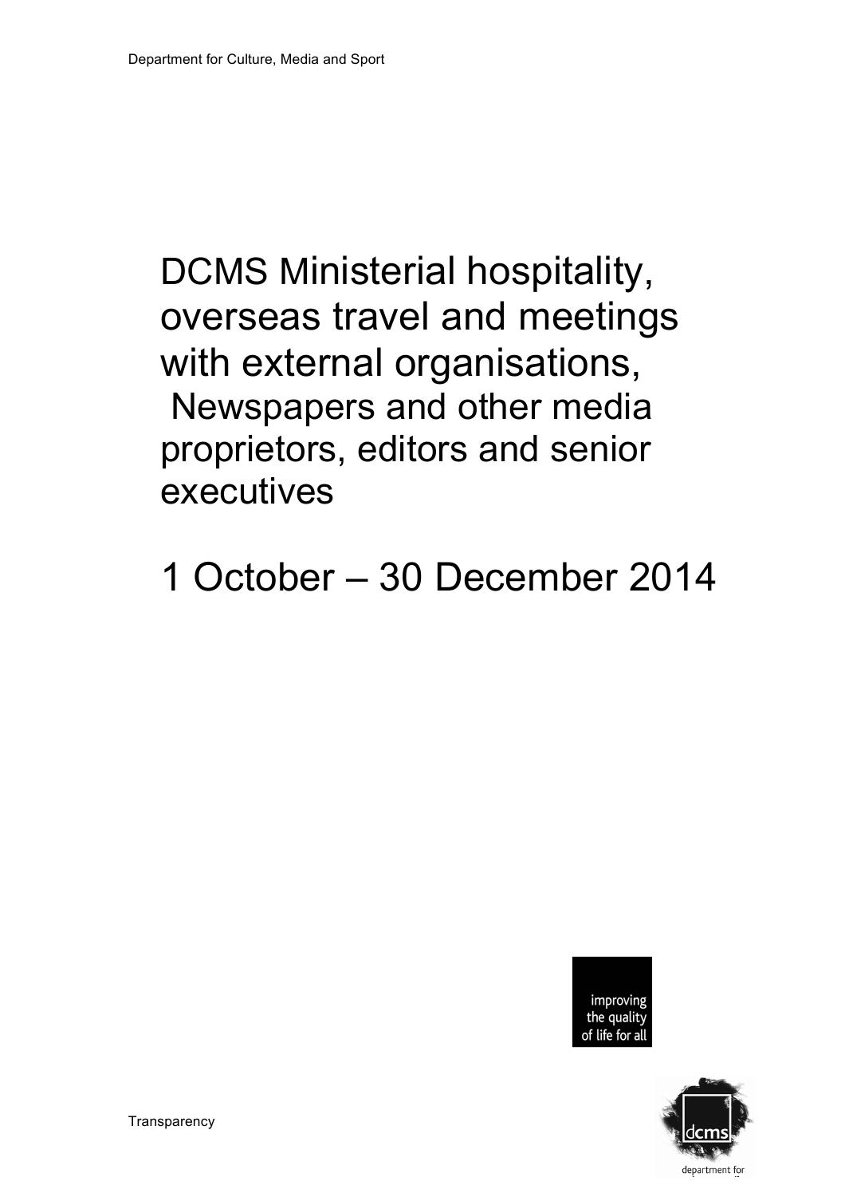# DCMS Ministerial hospitality, overseas travel and meetings with external organisations, Newspapers and other media proprietors, editors and senior executives

# 1 October – 30 December 2014

improving the quality of life for all

Transparency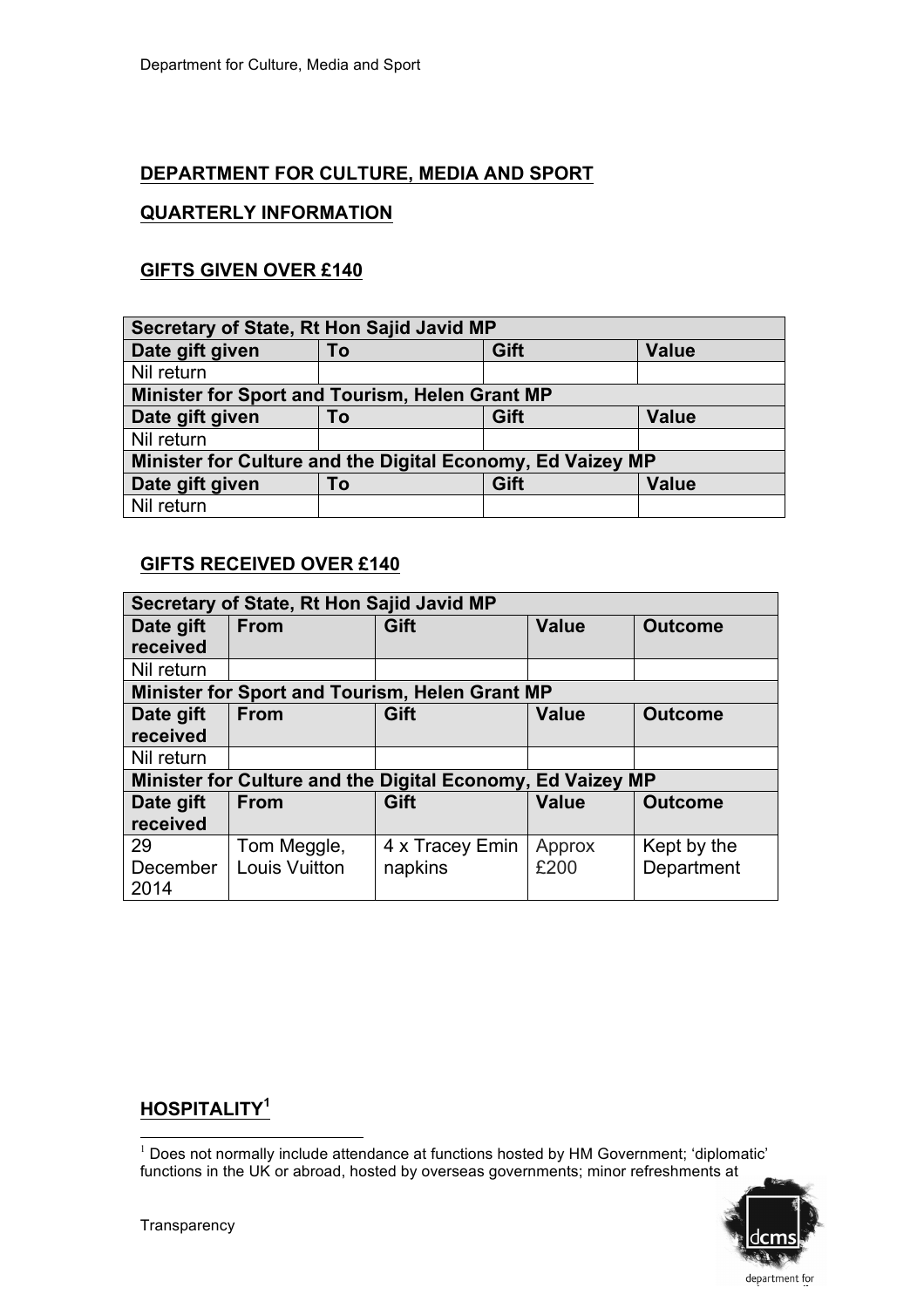## DEPARTMENT FOR CULTURE, MEDIA AND SPORT

## QUARTERLY INFORMATION

### GIFTS GIVEN OVER £140

| Secretary of State, Rt Hon Sajid Javid MP | | | |
|---|---|---|---|
| **Date gift given** | **To** | **Gift** | **Value** |
| Nil return | | | |
| **Minister for Sport and Tourism, Helen Grant MP** | | | |
| **Date gift given** | **To** | **Gift** | **Value** |
| Nil return | | | |
| **Minister for Culture and the Digital Economy, Ed Vaizey MP** | | | |
| **Date gift given** | **To** | **Gift** | **Value** |
| Nil return | | | |

### GIFTS RECEIVED OVER £140

| Secretary of State, Rt Hon Sajid Javid MP | | | | |
|---|---|---|---|---|
| **Date gift received** | **From** | **Gift** | **Value** | **Outcome** |
| Nil return | | | | |
| **Minister for Sport and Tourism, Helen Grant MP** | | | | |
| **Date gift received** | **From** | **Gift** | **Value** | **Outcome** |
| Nil return | | | | |
| **Minister for Culture and the Digital Economy, Ed Vaizey MP** | | | | |
| **Date gift received** | **From** | **Gift** | **Value** | **Outcome** |
| 29 December 2014 | Tom Meggle, Louis Vuitton | 4 x Tracey Emin napkins | Approx £200 | Kept by the Department |

### HOSPITALITY[1]

[1] Does not normally include attendance at functions hosted by HM Government; 'diplomatic' functions in the UK or abroad, hosted by overseas governments; minor refreshments at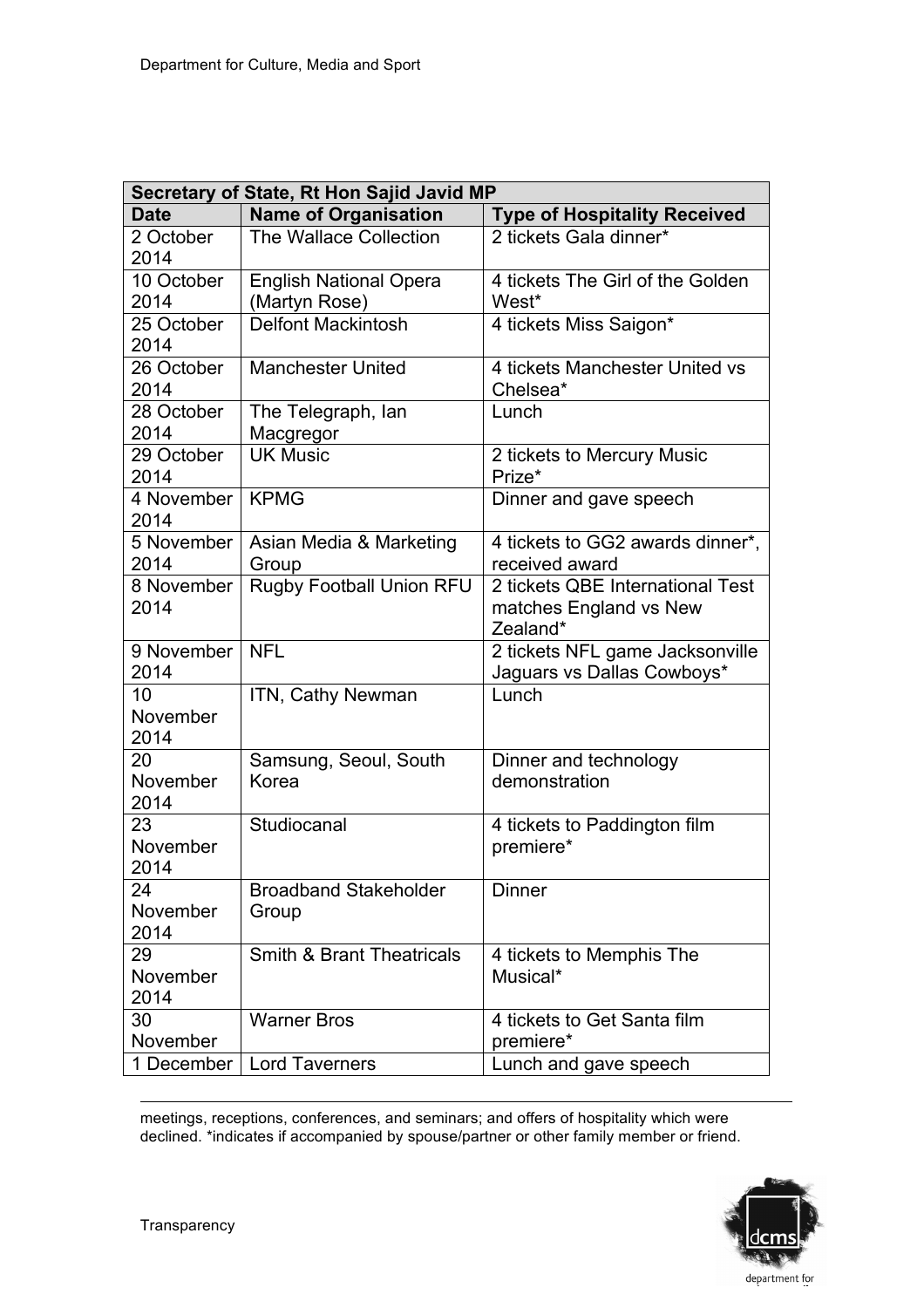| Secretary of State, Rt Hon Sajid Javid MP | | |
|---|---|---|
| **Date** | **Name of Organisation** | **Type of Hospitality Received** |
| 2 October 2014 | The Wallace Collection | 2 tickets Gala dinner* |
| 10 October 2014 | English National Opera (Martyn Rose) | 4 tickets The Girl of the Golden West* |
| 25 October 2014 | Delfont Mackintosh | 4 tickets Miss Saigon* |
| 26 October 2014 | Manchester United | 4 tickets Manchester United vs Chelsea* |
| 28 October 2014 | The Telegraph, Ian Macgregor | Lunch |
| 29 October 2014 | UK Music | 2 tickets to Mercury Music Prize* |
| 4 November 2014 | KPMG | Dinner and gave speech |
| 5 November 2014 | Asian Media & Marketing Group | 4 tickets to GG2 awards dinner*, received award |
| 8 November 2014 | Rugby Football Union RFU | 2 tickets QBE International Test matches England vs New Zealand* |
| 9 November 2014 | NFL | 2 tickets NFL game Jacksonville Jaguars vs Dallas Cowboys* |
| 10 November 2014 | ITN, Cathy Newman | Lunch |
| 20 November 2014 | Samsung, Seoul, South Korea | Dinner and technology demonstration |
| 23 November 2014 | Studiocanal | 4 tickets to Paddington film premiere* |
| 24 November 2014 | Broadband Stakeholder Group | Dinner |
| 29 November 2014 | Smith & Brant Theatricals | 4 tickets to Memphis The Musical* |
| 30 November | Warner Bros | 4 tickets to Get Santa film premiere* |
| 1 December | Lord Taverners | Lunch and gave speech |

meetings, receptions, conferences, and seminars; and offers of hospitality which were declined. *indicates if accompanied by spouse/partner or other family member or friend.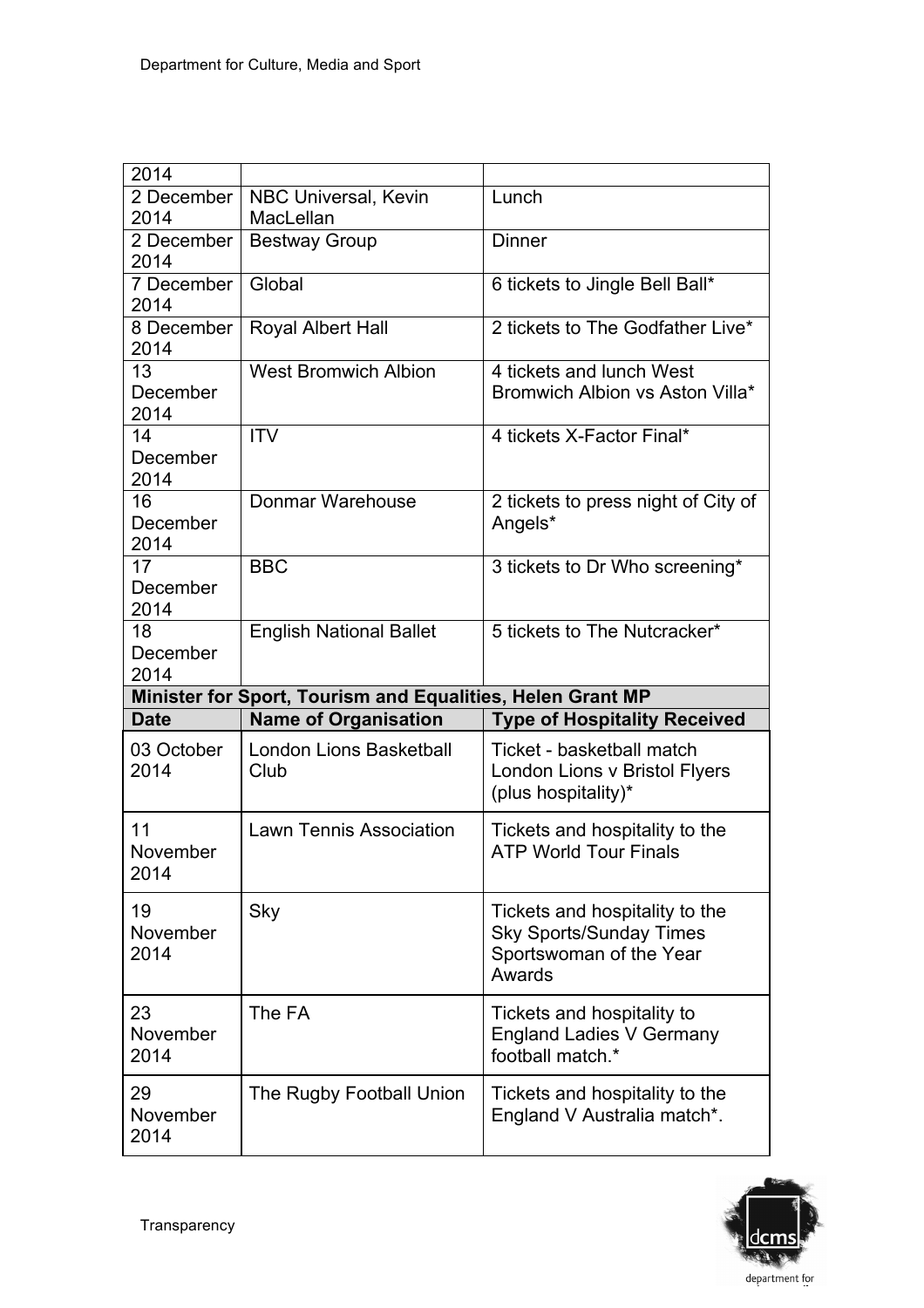| | | |
|---|---|---|
| 2014 | | |
| 2 December 2014 | NBC Universal, Kevin MacLellan | Lunch |
| 2 December 2014 | Bestway Group | Dinner |
| 7 December 2014 | Global | 6 tickets to Jingle Bell Ball* |
| 8 December 2014 | Royal Albert Hall | 2 tickets to The Godfather Live* |
| 13 December 2014 | West Bromwich Albion | 4 tickets and lunch West Bromwich Albion vs Aston Villa* |
| 14 December 2014 | ITV | 4 tickets X-Factor Final* |
| 16 December 2014 | Donmar Warehouse | 2 tickets to press night of City of Angels* |
| 17 December 2014 | BBC | 3 tickets to Dr Who screening* |
| 18 December 2014 | English National Ballet | 5 tickets to The Nutcracker* |

**Minister for Sport, Tourism and Equalities, Helen Grant MP**

| Date | Name of Organisation | Type of Hospitality Received |
|---|---|---|
| 03 October 2014 | London Lions Basketball Club | Ticket - basketball match London Lions v Bristol Flyers (plus hospitality)* |
| 11 November 2014 | Lawn Tennis Association | Tickets and hospitality to the ATP World Tour Finals |
| 19 November 2014 | Sky | Tickets and hospitality to the Sky Sports/Sunday Times Sportswoman of the Year Awards |
| 23 November 2014 | The FA | Tickets and hospitality to England Ladies V Germany football match.* |
| 29 November 2014 | The Rugby Football Union | Tickets and hospitality to the England V Australia match*. |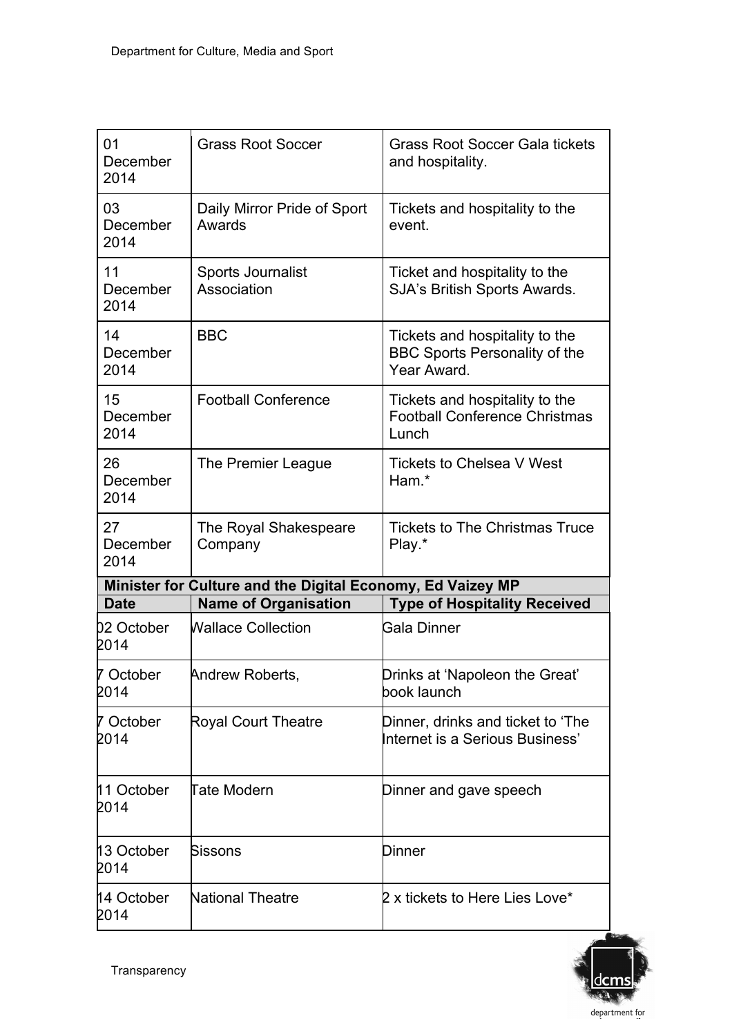| | | |
|---|---|---|
| 01 December 2014 | Grass Root Soccer | Grass Root Soccer Gala tickets and hospitality. |
| 03 December 2014 | Daily Mirror Pride of Sport Awards | Tickets and hospitality to the event. |
| 11 December 2014 | Sports Journalist Association | Ticket and hospitality to the SJA's British Sports Awards. |
| 14 December 2014 | BBC | Tickets and hospitality to the BBC Sports Personality of the Year Award. |
| 15 December 2014 | Football Conference | Tickets and hospitality to the Football Conference Christmas Lunch |
| 26 December 2014 | The Premier League | Tickets to Chelsea V West Ham.* |
| 27 December 2014 | The Royal Shakespeare Company | Tickets to The Christmas Truce Play.* |

**Minister for Culture and the Digital Economy, Ed Vaizey MP**

| Date | Name of Organisation | Type of Hospitality Received |
|---|---|---|
| 02 October 2014 | Wallace Collection | Gala Dinner |
| 7 October 2014 | Andrew Roberts, | Drinks at 'Napoleon the Great' book launch |
| 7 October 2014 | Royal Court Theatre | Dinner, drinks and ticket to 'The Internet is a Serious Business' |
| 11 October 2014 | Tate Modern | Dinner and gave speech |
| 13 October 2014 | Sissons | Dinner |
| 14 October 2014 | National Theatre | 2 x tickets to Here Lies Love* |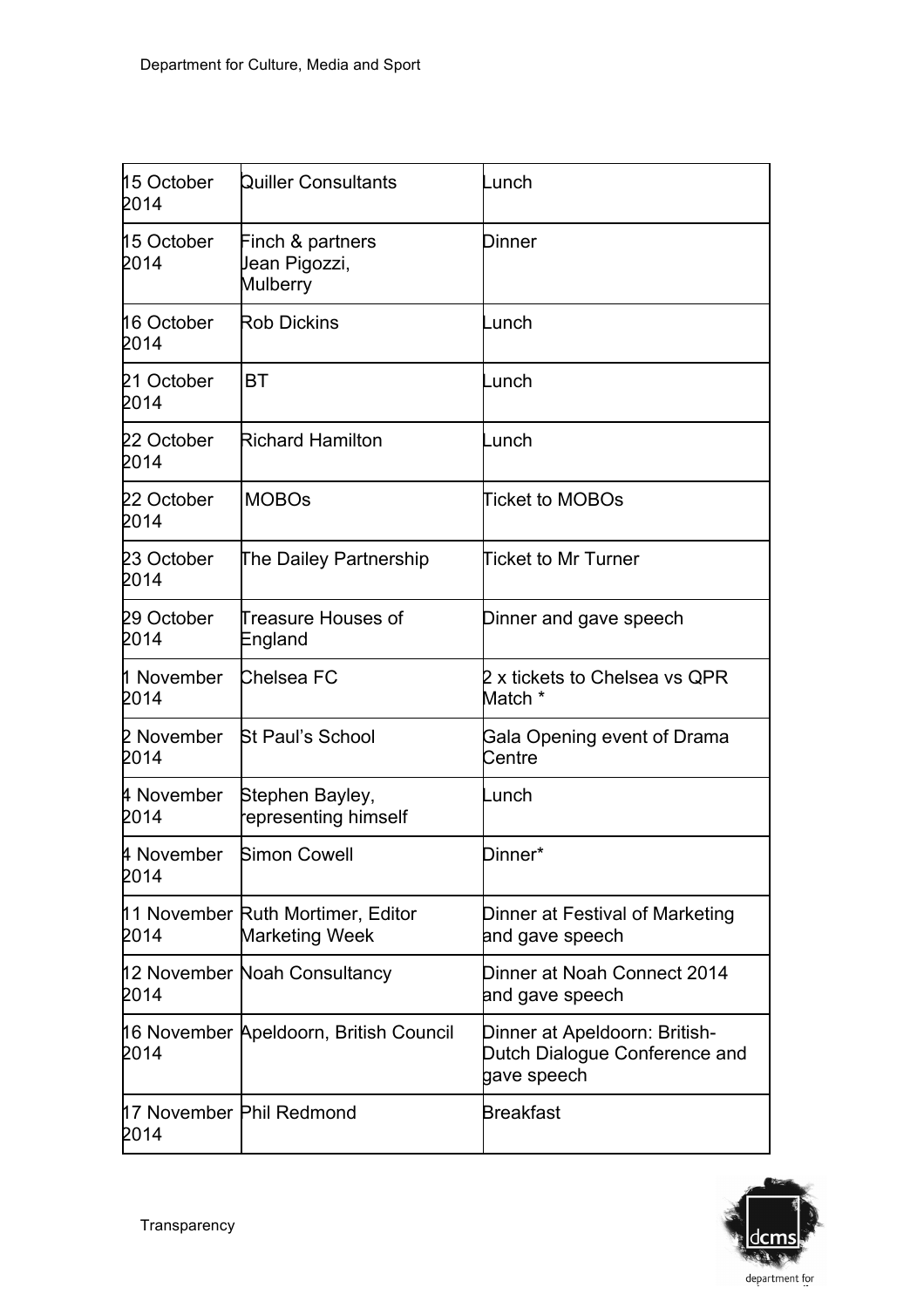| 15 October 2014 | Quiller Consultants | Lunch |
|---|---|---|
| 15 October 2014 | Finch & partners Jean Pigozzi, Mulberry | Dinner |
| 16 October 2014 | Rob Dickins | Lunch |
| 21 October 2014 | BT | Lunch |
| 22 October 2014 | Richard Hamilton | Lunch |
| 22 October 2014 | MOBOs | Ticket to MOBOs |
| 23 October 2014 | The Dailey Partnership | Ticket to Mr Turner |
| 29 October 2014 | Treasure Houses of England | Dinner and gave speech |
| 1 November 2014 | Chelsea FC | 2 x tickets to Chelsea vs QPR Match * |
| 2 November 2014 | St Paul's School | Gala Opening event of Drama Centre |
| 4 November 2014 | Stephen Bayley, representing himself | Lunch |
| 4 November 2014 | Simon Cowell | Dinner* |
| 11 November 2014 | Ruth Mortimer, Editor Marketing Week | Dinner at Festival of Marketing and gave speech |
| 12 November 2014 | Noah Consultancy | Dinner at Noah Connect 2014 and gave speech |
| 16 November 2014 | Apeldoorn, British Council | Dinner at Apeldoorn: British-Dutch Dialogue Conference and gave speech |
| 17 November 2014 | Phil Redmond | Breakfast |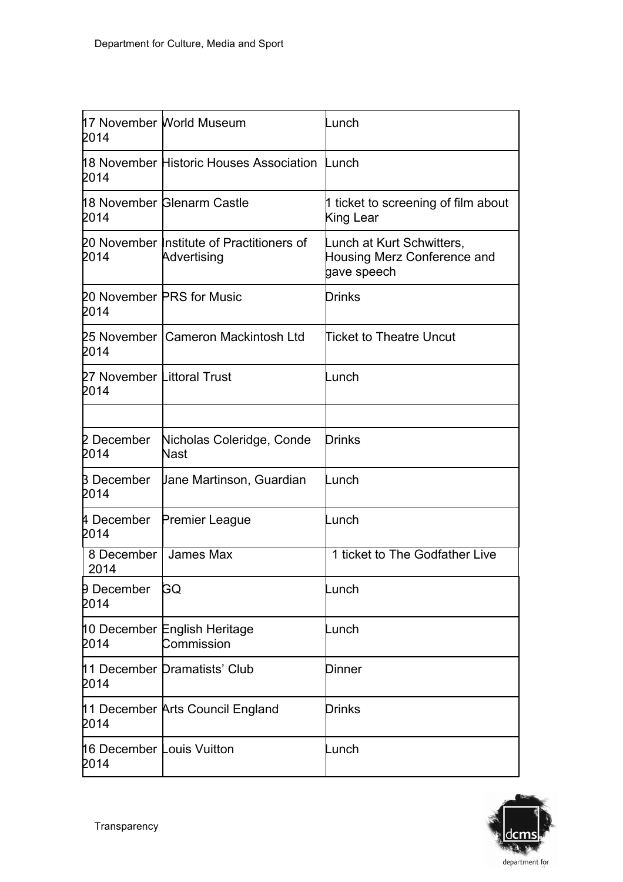| | | |
|---|---|---|
| 17 November 2014 | World Museum | Lunch |
| 18 November 2014 | Historic Houses Association | Lunch |
| 18 November 2014 | Glenarm Castle | 1 ticket to screening of film about King Lear |
| 20 November 2014 | Institute of Practitioners of Advertising | Lunch at Kurt Schwitters, Housing Merz Conference and gave speech |
| 20 November 2014 | PRS for Music | Drinks |
| 25 November 2014 | Cameron Mackintosh Ltd | Ticket to Theatre Uncut |
| 27 November 2014 | Littoral Trust | Lunch |
| | | |
| 2 December 2014 | Nicholas Coleridge, Conde Nast | Drinks |
| 3 December 2014 | Jane Martinson, Guardian | Lunch |
| 4 December 2014 | Premier League | Lunch |
| 8 December 2014 | James Max | 1 ticket to The Godfather Live |
| 9 December 2014 | GQ | Lunch |
| 10 December 2014 | English Heritage Commission | Lunch |
| 11 December 2014 | Dramatists' Club | Dinner |
| 11 December 2014 | Arts Council England | Drinks |
| 16 December 2014 | Louis Vuitton | Lunch |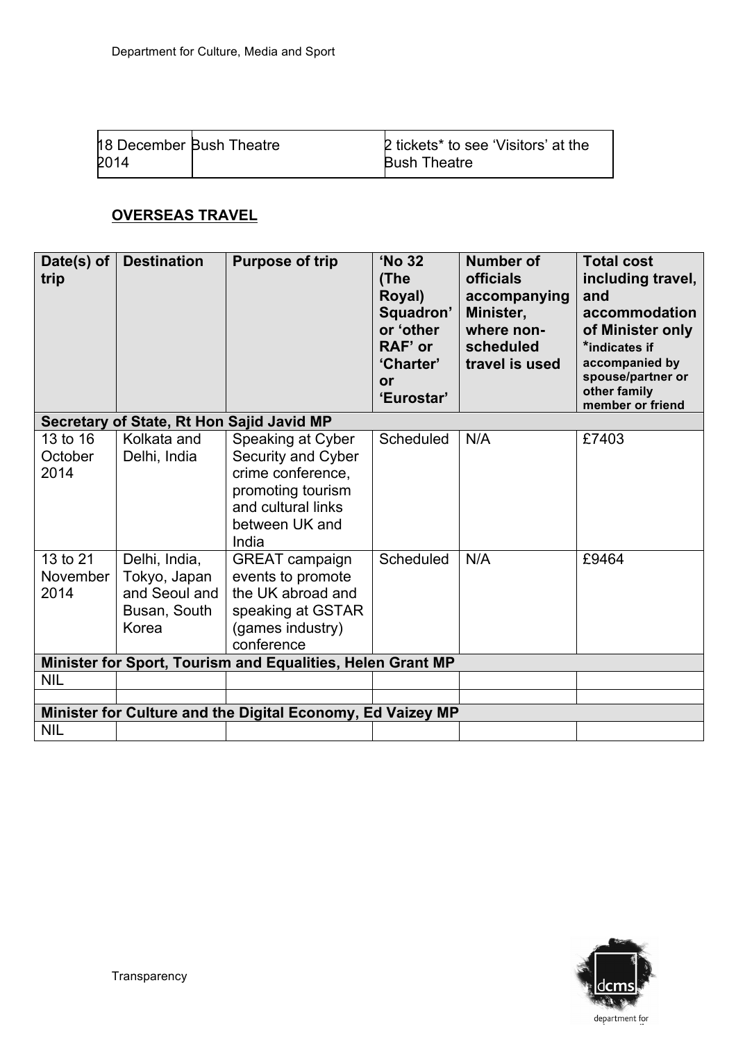| 18 December 2014 | Bush Theatre | 2 tickets* to see 'Visitors' at the Bush Theatre |
|---|---|---|

**OVERSEAS TRAVEL**

| Date(s) of trip | Destination | Purpose of trip | 'No 32 (The Royal) Squadron' or 'other RAF' or 'Charter' or 'Eurostar' | Number of officials accompanying Minister, where non-scheduled travel is used | Total cost including travel, and accommodation of Minister only *indicates if accompanied by spouse/partner or other family member or friend |
|---|---|---|---|---|---|
| **Secretary of State, Rt Hon Sajid Javid MP** | | | | | |
| 13 to 16 October 2014 | Kolkata and Delhi, India | Speaking at Cyber Security and Cyber crime conference, promoting tourism and cultural links between UK and India | Scheduled | N/A | £7403 |
| 13 to 21 November 2014 | Delhi, India, Tokyo, Japan and Seoul and Busan, South Korea | GREAT campaign events to promote the UK abroad and speaking at GSTAR (games industry) conference | Scheduled | N/A | £9464 |
| **Minister for Sport, Tourism and Equalities, Helen Grant MP** | | | | | |
| NIL | | | | | |
| | | | | | |
| **Minister for Culture and the Digital Economy, Ed Vaizey MP** | | | | | |
| NIL | | | | | |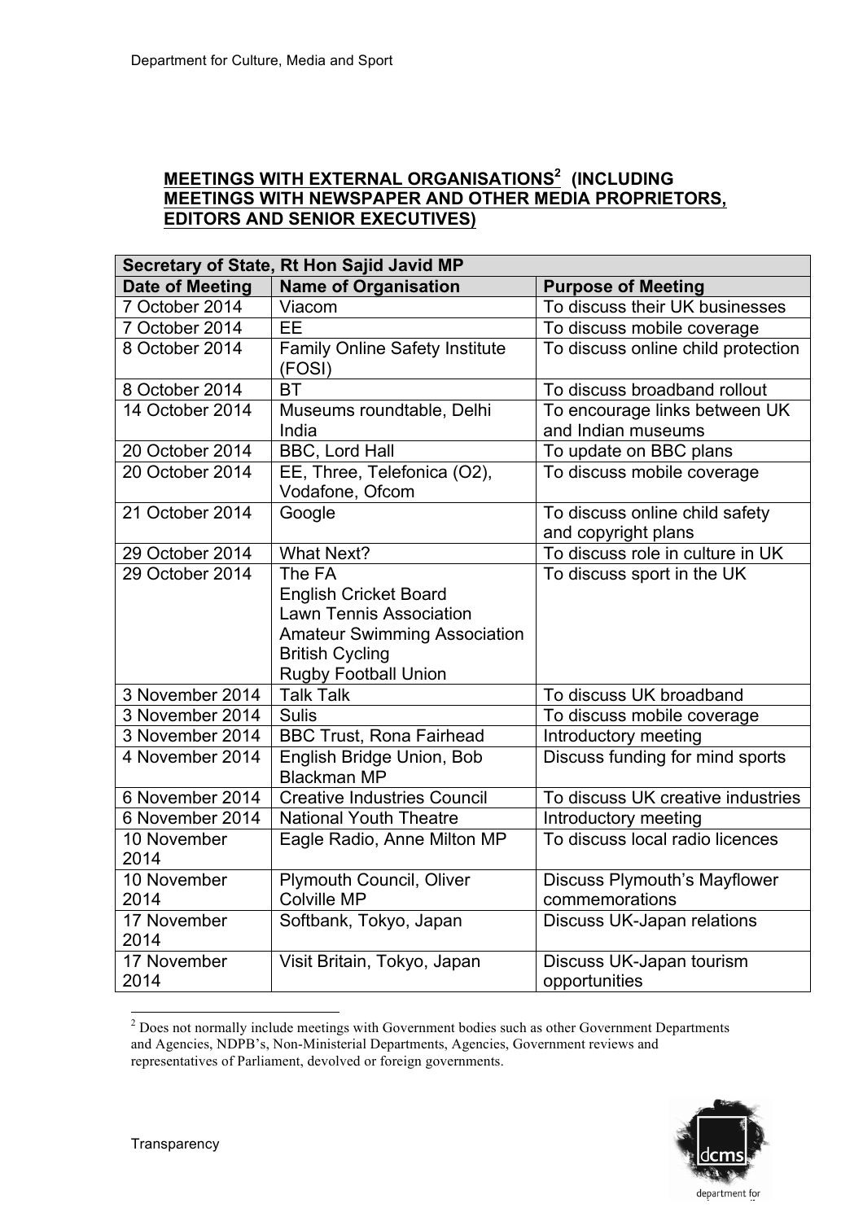**MEETINGS WITH EXTERNAL ORGANISATIONS[2] (INCLUDING MEETINGS WITH NEWSPAPER AND OTHER MEDIA PROPRIETORS, EDITORS AND SENIOR EXECUTIVES)**

| Secretary of State, Rt Hon Sajid Javid MP | | |
|---|---|---|
| **Date of Meeting** | **Name of Organisation** | **Purpose of Meeting** |
| 7 October 2014 | Viacom | To discuss their UK businesses |
| 7 October 2014 | EE | To discuss mobile coverage |
| 8 October 2014 | Family Online Safety Institute (FOSI) | To discuss online child protection |
| 8 October 2014 | BT | To discuss broadband rollout |
| 14 October 2014 | Museums roundtable, Delhi India | To encourage links between UK and Indian museums |
| 20 October 2014 | BBC, Lord Hall | To update on BBC plans |
| 20 October 2014 | EE, Three, Telefonica (O2), Vodafone, Ofcom | To discuss mobile coverage |
| 21 October 2014 | Google | To discuss online child safety and copyright plans |
| 29 October 2014 | What Next? | To discuss role in culture in UK |
| 29 October 2014 | The FA<br>English Cricket Board<br>Lawn Tennis Association<br>Amateur Swimming Association<br>British Cycling<br>Rugby Football Union | To discuss sport in the UK |
| 3 November 2014 | Talk Talk | To discuss UK broadband |
| 3 November 2014 | Sulis | To discuss mobile coverage |
| 3 November 2014 | BBC Trust, Rona Fairhead | Introductory meeting |
| 4 November 2014 | English Bridge Union, Bob Blackman MP | Discuss funding for mind sports |
| 6 November 2014 | Creative Industries Council | To discuss UK creative industries |
| 6 November 2014 | National Youth Theatre | Introductory meeting |
| 10 November 2014 | Eagle Radio, Anne Milton MP | To discuss local radio licences |
| 10 November 2014 | Plymouth Council, Oliver Colville MP | Discuss Plymouth's Mayflower commemorations |
| 17 November 2014 | Softbank, Tokyo, Japan | Discuss UK-Japan relations |
| 17 November 2014 | Visit Britain, Tokyo, Japan | Discuss UK-Japan tourism opportunities |

[2] Does not normally include meetings with Government bodies such as other Government Departments and Agencies, NDPB's, Non-Ministerial Departments, Agencies, Government reviews and representatives of Parliament, devolved or foreign governments.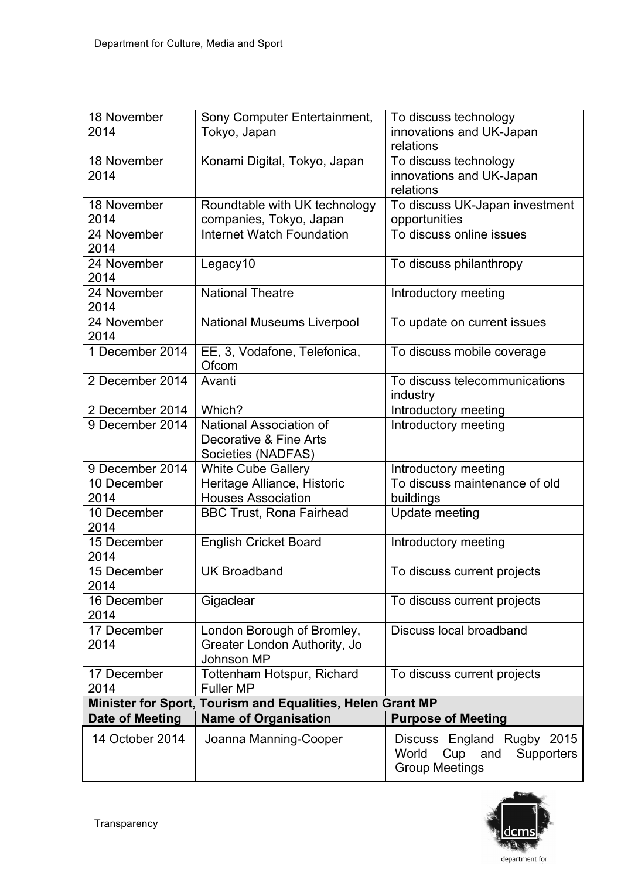| | | |
|---|---|---|
| 18 November 2014 | Sony Computer Entertainment, Tokyo, Japan | To discuss technology innovations and UK-Japan relations |
| 18 November 2014 | Konami Digital, Tokyo, Japan | To discuss technology innovations and UK-Japan relations |
| 18 November 2014 | Roundtable with UK technology companies, Tokyo, Japan | To discuss UK-Japan investment opportunities |
| 24 November 2014 | Internet Watch Foundation | To discuss online issues |
| 24 November 2014 | Legacy10 | To discuss philanthropy |
| 24 November 2014 | National Theatre | Introductory meeting |
| 24 November 2014 | National Museums Liverpool | To update on current issues |
| 1 December 2014 | EE, 3, Vodafone, Telefonica, Ofcom | To discuss mobile coverage |
| 2 December 2014 | Avanti | To discuss telecommunications industry |
| 2 December 2014 | Which? | Introductory meeting |
| 9 December 2014 | National Association of Decorative & Fine Arts Societies (NADFAS) | Introductory meeting |
| 9 December 2014 | White Cube Gallery | Introductory meeting |
| 10 December 2014 | Heritage Alliance, Historic Houses Association | To discuss maintenance of old buildings |
| 10 December 2014 | BBC Trust, Rona Fairhead | Update meeting |
| 15 December 2014 | English Cricket Board | Introductory meeting |
| 15 December 2014 | UK Broadband | To discuss current projects |
| 16 December 2014 | Gigaclear | To discuss current projects |
| 17 December 2014 | London Borough of Bromley, Greater London Authority, Jo Johnson MP | Discuss local broadband |
| 17 December 2014 | Tottenham Hotspur, Richard Fuller MP | To discuss current projects |
| **Minister for Sport, Tourism and Equalities, Helen Grant MP** | | |
| **Date of Meeting** | **Name of Organisation** | **Purpose of Meeting** |
| 14 October 2014 | Joanna Manning-Cooper | Discuss England Rugby 2015 World Cup and Supporters Group Meetings |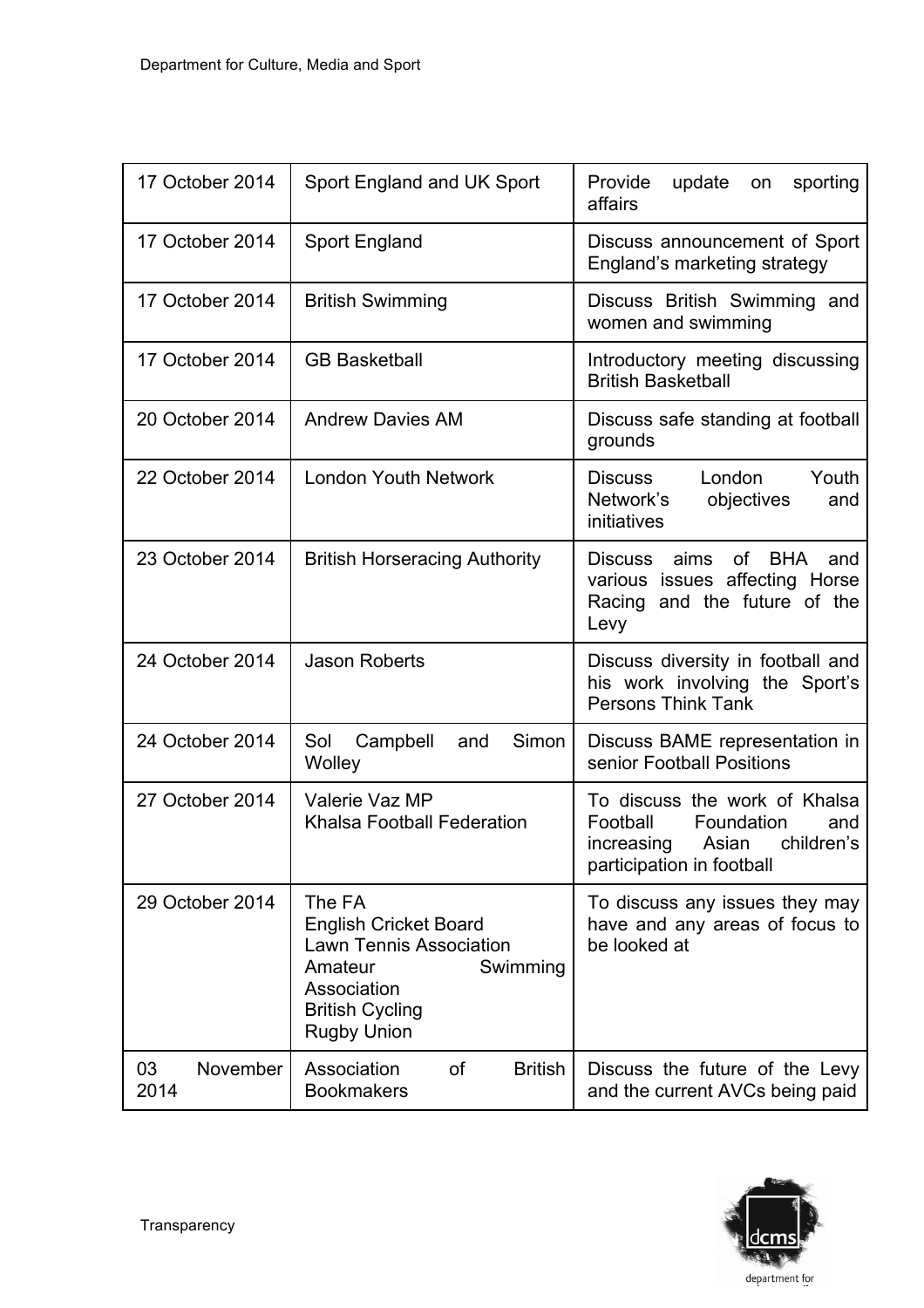| | | |
|---|---|---|
| 17 October 2014 | Sport England and UK Sport | Provide update on sporting affairs |
| 17 October 2014 | Sport England | Discuss announcement of Sport England's marketing strategy |
| 17 October 2014 | British Swimming | Discuss British Swimming and women and swimming |
| 17 October 2014 | GB Basketball | Introductory meeting discussing British Basketball |
| 20 October 2014 | Andrew Davies AM | Discuss safe standing at football grounds |
| 22 October 2014 | London Youth Network | Discuss London Youth Network's objectives and initiatives |
| 23 October 2014 | British Horseracing Authority | Discuss aims of BHA and various issues affecting Horse Racing and the future of the Levy |
| 24 October 2014 | Jason Roberts | Discuss diversity in football and his work involving the Sport's Persons Think Tank |
| 24 October 2014 | Sol Campbell and Simon Wolley | Discuss BAME representation in senior Football Positions |
| 27 October 2014 | Valerie Vaz MP<br>Khalsa Football Federation | To discuss the work of Khalsa Football Foundation and increasing Asian children's participation in football |
| 29 October 2014 | The FA<br>English Cricket Board<br>Lawn Tennis Association<br>Amateur Swimming Association<br>British Cycling<br>Rugby Union | To discuss any issues they may have and any areas of focus to be looked at |
| 03 November 2014 | Association of British Bookmakers | Discuss the future of the Levy and the current AVCs being paid |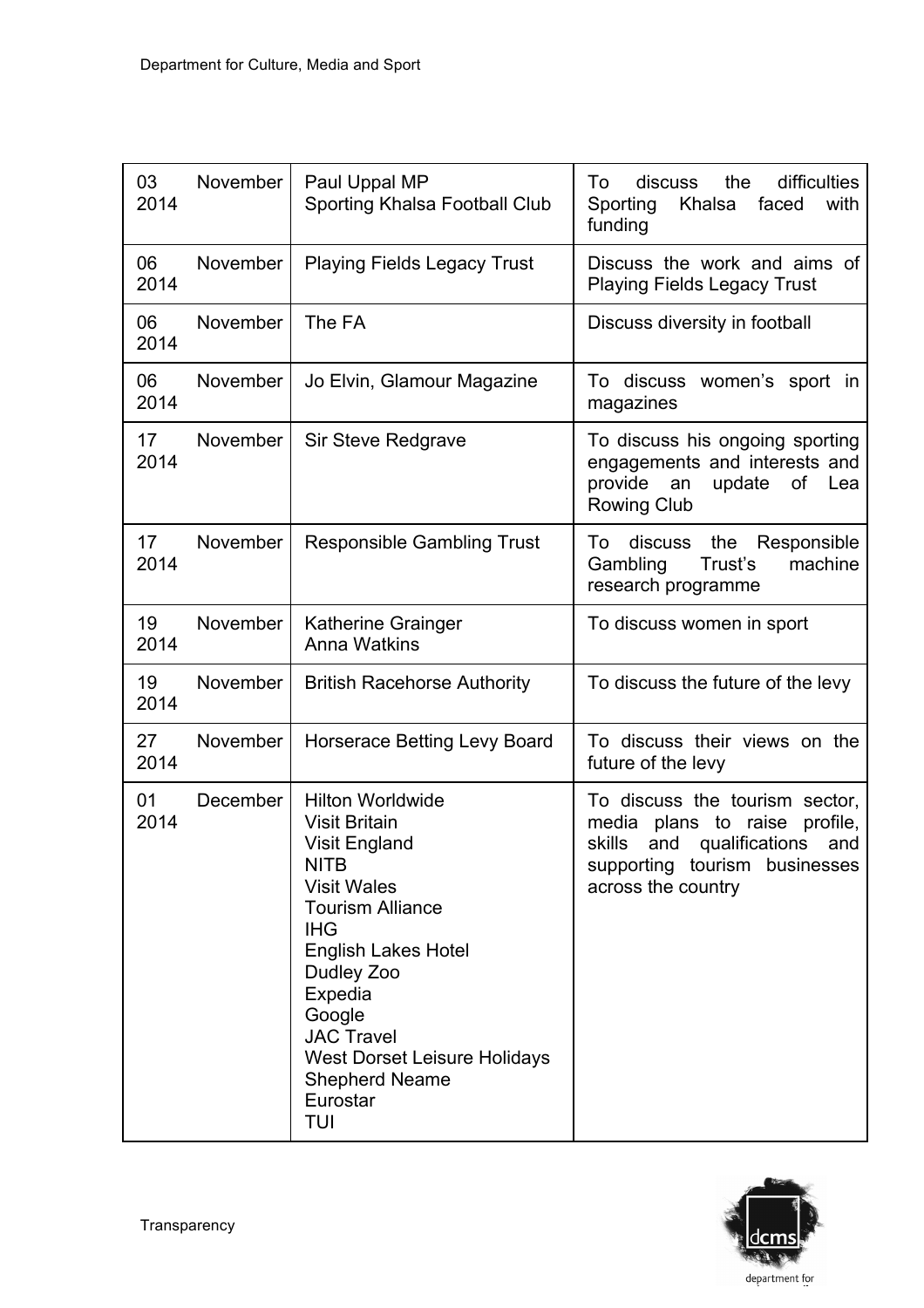| | | |
|---|---|---|
| 03 November 2014 | Paul Uppal MP<br>Sporting Khalsa Football Club | To discuss the difficulties Sporting Khalsa faced with funding |
| 06 November 2014 | Playing Fields Legacy Trust | Discuss the work and aims of Playing Fields Legacy Trust |
| 06 November 2014 | The FA | Discuss diversity in football |
| 06 November 2014 | Jo Elvin, Glamour Magazine | To discuss women's sport in magazines |
| 17 November 2014 | Sir Steve Redgrave | To discuss his ongoing sporting engagements and interests and provide an update of Lea Rowing Club |
| 17 November 2014 | Responsible Gambling Trust | To discuss the Responsible Gambling Trust's machine research programme |
| 19 November 2014 | Katherine Grainger<br>Anna Watkins | To discuss women in sport |
| 19 November 2014 | British Racehorse Authority | To discuss the future of the levy |
| 27 November 2014 | Horserace Betting Levy Board | To discuss their views on the future of the levy |
| 01 December 2014 | Hilton Worldwide<br>Visit Britain<br>Visit England<br>NITB<br>Visit Wales<br>Tourism Alliance<br>IHG<br>English Lakes Hotel<br>Dudley Zoo<br>Expedia<br>Google<br>JAC Travel<br>West Dorset Leisure Holidays<br>Shepherd Neame<br>Eurostar<br>TUI | To discuss the tourism sector, media plans to raise profile, skills and qualifications and supporting tourism businesses across the country |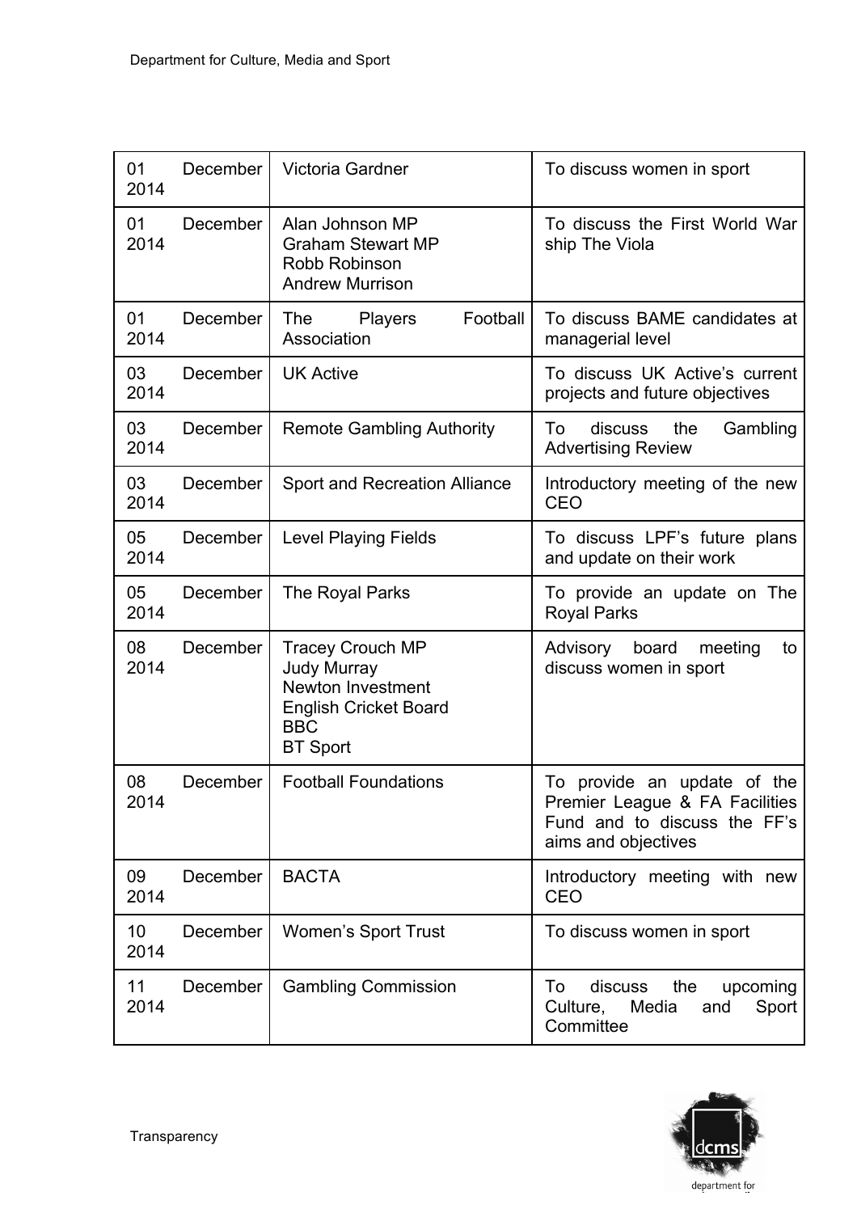| | | |
|---|---|---|
| 01 December 2014 | Victoria Gardner | To discuss women in sport |
| 01 December 2014 | Alan Johnson MP<br>Graham Stewart MP<br>Robb Robinson<br>Andrew Murrison | To discuss the First World War ship The Viola |
| 01 December 2014 | The Players Football Association | To discuss BAME candidates at managerial level |
| 03 December 2014 | UK Active | To discuss UK Active's current projects and future objectives |
| 03 December 2014 | Remote Gambling Authority | To discuss the Gambling Advertising Review |
| 03 December 2014 | Sport and Recreation Alliance | Introductory meeting of the new CEO |
| 05 December 2014 | Level Playing Fields | To discuss LPF's future plans and update on their work |
| 05 December 2014 | The Royal Parks | To provide an update on The Royal Parks |
| 08 December 2014 | Tracey Crouch MP<br>Judy Murray<br>Newton Investment<br>English Cricket Board<br>BBC<br>BT Sport | Advisory board meeting to discuss women in sport |
| 08 December 2014 | Football Foundations | To provide an update of the Premier League & FA Facilities Fund and to discuss the FF's aims and objectives |
| 09 December 2014 | BACTA | Introductory meeting with new CEO |
| 10 December 2014 | Women's Sport Trust | To discuss women in sport |
| 11 December 2014 | Gambling Commission | To discuss the upcoming Culture, Media and Sport Committee |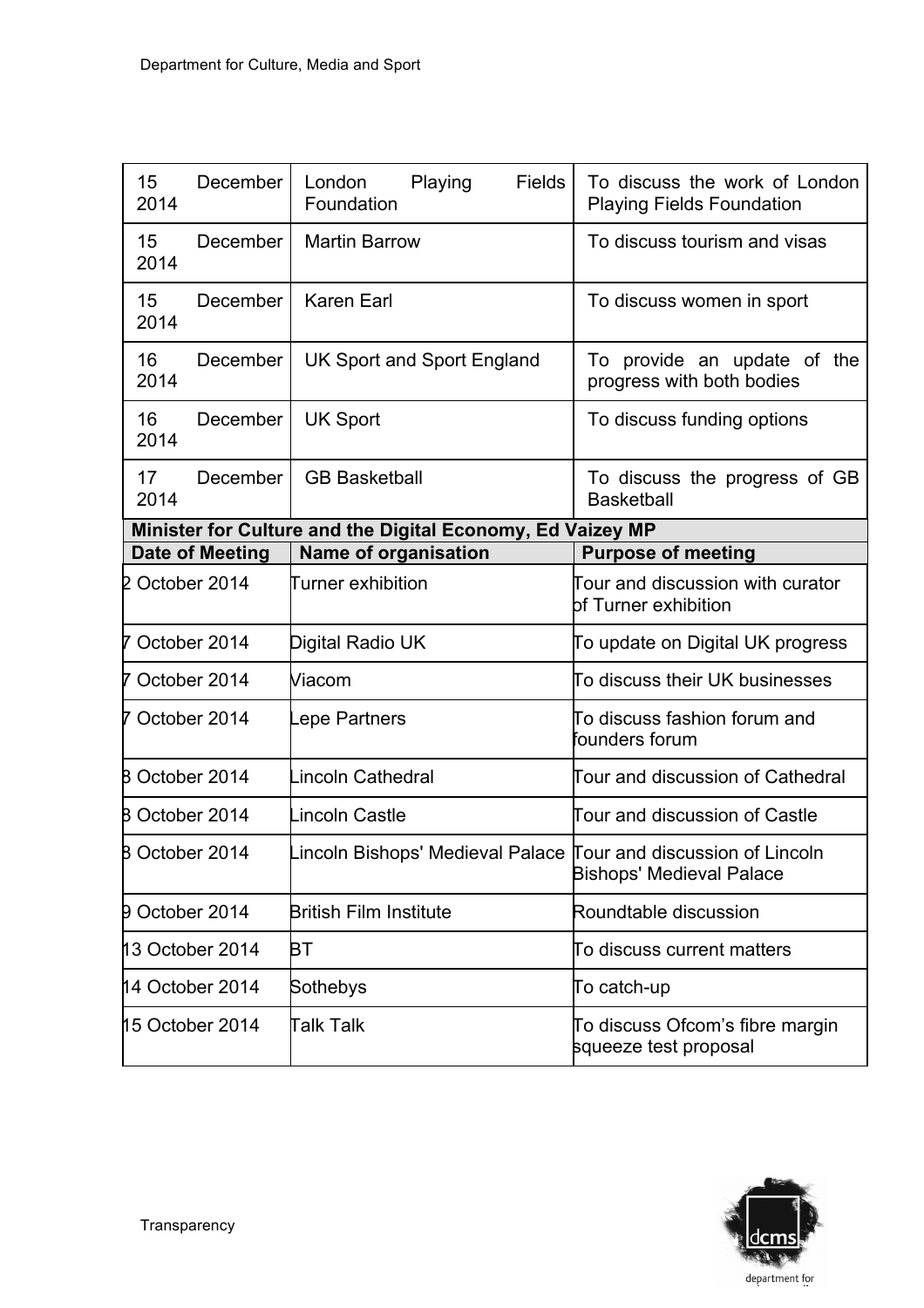| | | |
|---|---|---|
| 15 December 2014 | London Playing Fields Foundation | To discuss the work of London Playing Fields Foundation |
| 15 December 2014 | Martin Barrow | To discuss tourism and visas |
| 15 December 2014 | Karen Earl | To discuss women in sport |
| 16 December 2014 | UK Sport and Sport England | To provide an update of the progress with both bodies |
| 16 December 2014 | UK Sport | To discuss funding options |
| 17 December 2014 | GB Basketball | To discuss the progress of GB Basketball |

**Minister for Culture and the Digital Economy, Ed Vaizey MP**

| Date of Meeting | Name of organisation | Purpose of meeting |
|---|---|---|
| 2 October 2014 | Turner exhibition | Tour and discussion with curator of Turner exhibition |
| 7 October 2014 | Digital Radio UK | To update on Digital UK progress |
| 7 October 2014 | Viacom | To discuss their UK businesses |
| 7 October 2014 | Lepe Partners | To discuss fashion forum and founders forum |
| 8 October 2014 | Lincoln Cathedral | Tour and discussion of Cathedral |
| 8 October 2014 | Lincoln Castle | Tour and discussion of Castle |
| 8 October 2014 | Lincoln Bishops' Medieval Palace | Tour and discussion of Lincoln Bishops' Medieval Palace |
| 9 October 2014 | British Film Institute | Roundtable discussion |
| 13 October 2014 | BT | To discuss current matters |
| 14 October 2014 | Sothebys | To catch-up |
| 15 October 2014 | Talk Talk | To discuss Ofcom's fibre margin squeeze test proposal |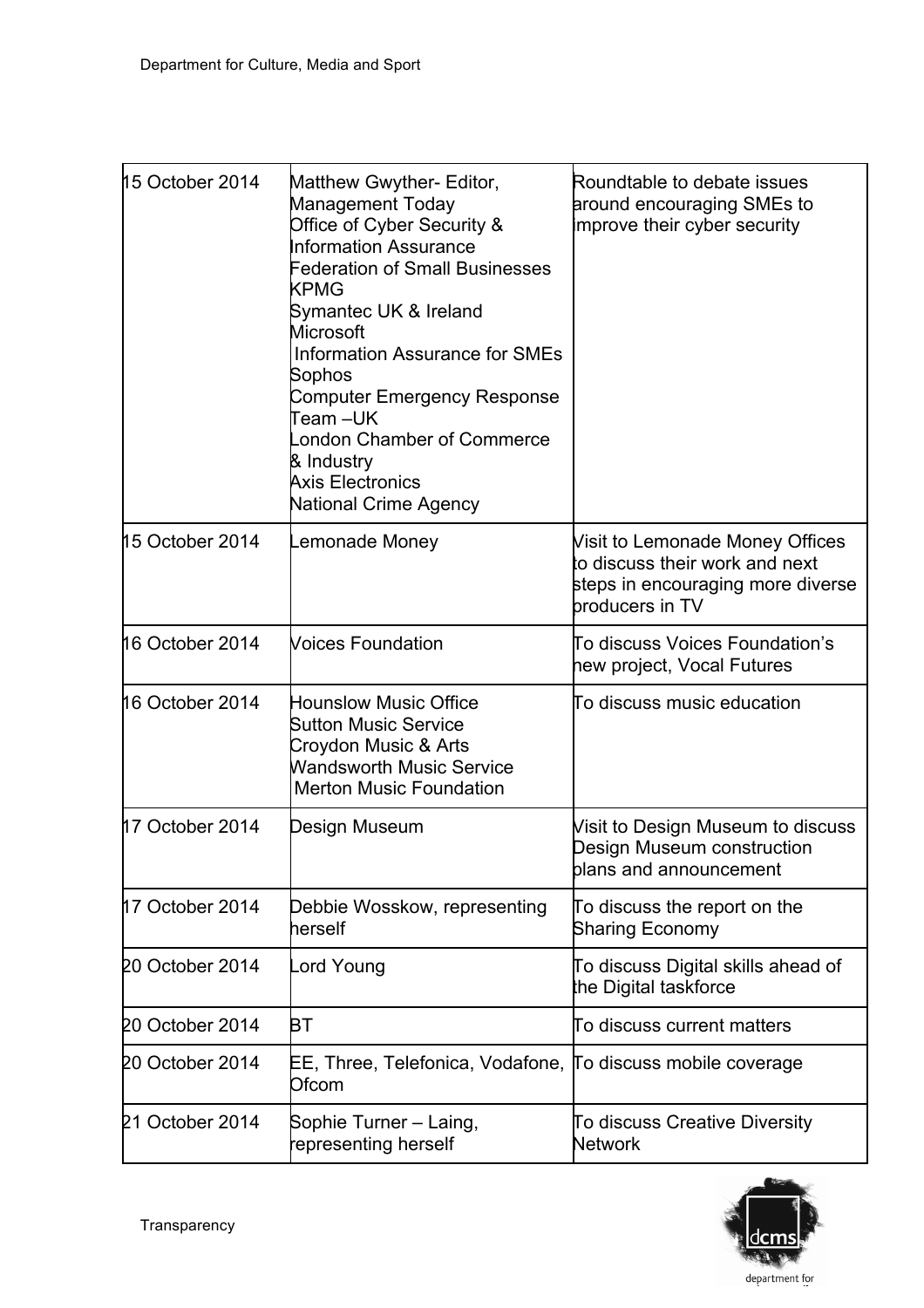| 15 October 2014 | Matthew Gwyther- Editor, Management Today<br>Office of Cyber Security & Information Assurance<br>Federation of Small Businesses<br>KPMG<br>Symantec UK & Ireland<br>Microsoft<br>Information Assurance for SMEs<br>Sophos<br>Computer Emergency Response Team –UK<br>London Chamber of Commerce & Industry<br>Axis Electronics<br>National Crime Agency | Roundtable to debate issues around encouraging SMEs to improve their cyber security |
|---|---|---|
| 15 October 2014 | Lemonade Money | Visit to Lemonade Money Offices to discuss their work and next steps in encouraging more diverse producers in TV |
| 16 October 2014 | Voices Foundation | To discuss Voices Foundation's new project, Vocal Futures |
| 16 October 2014 | Hounslow Music Office<br>Sutton Music Service<br>Croydon Music & Arts<br>Wandsworth Music Service<br>Merton Music Foundation | To discuss music education |
| 17 October 2014 | Design Museum | Visit to Design Museum to discuss Design Museum construction plans and announcement |
| 17 October 2014 | Debbie Wosskow, representing herself | To discuss the report on the Sharing Economy |
| 20 October 2014 | Lord Young | To discuss Digital skills ahead of the Digital taskforce |
| 20 October 2014 | BT | To discuss current matters |
| 20 October 2014 | EE, Three, Telefonica, Vodafone, Ofcom | To discuss mobile coverage |
| 21 October 2014 | Sophie Turner – Laing, representing herself | To discuss Creative Diversity Network |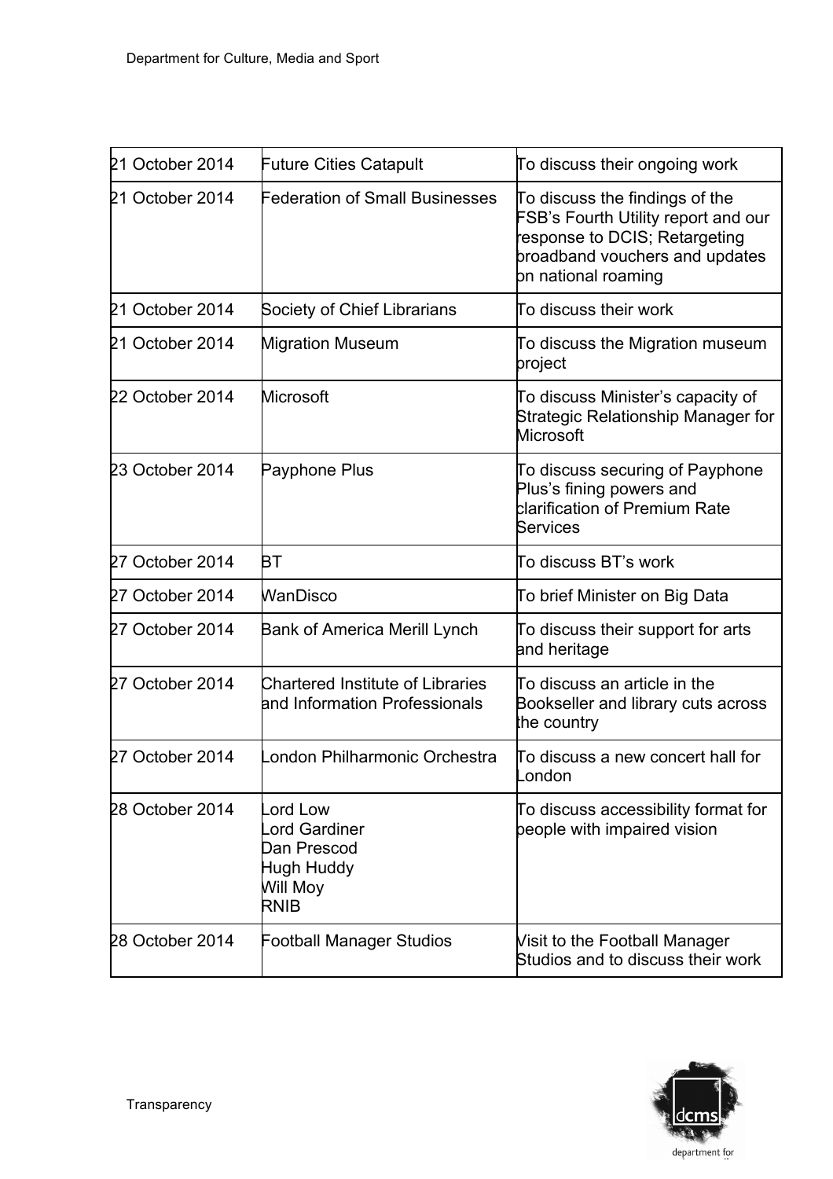| | | |
|---|---|---|
| 21 October 2014 | Future Cities Catapult | To discuss their ongoing work |
| 21 October 2014 | Federation of Small Businesses | To discuss the findings of the FSB's Fourth Utility report and our response to DCIS; Retargeting broadband vouchers and updates on national roaming |
| 21 October 2014 | Society of Chief Librarians | To discuss their work |
| 21 October 2014 | Migration Museum | To discuss the Migration museum project |
| 22 October 2014 | Microsoft | To discuss Minister's capacity of Strategic Relationship Manager for Microsoft |
| 23 October 2014 | Payphone Plus | To discuss securing of Payphone Plus's fining powers and clarification of Premium Rate Services |
| 27 October 2014 | BT | To discuss BT's work |
| 27 October 2014 | WanDisco | To brief Minister on Big Data |
| 27 October 2014 | Bank of America Merill Lynch | To discuss their support for arts and heritage |
| 27 October 2014 | Chartered Institute of Libraries and Information Professionals | To discuss an article in the Bookseller and library cuts across the country |
| 27 October 2014 | London Philharmonic Orchestra | To discuss a new concert hall for London |
| 28 October 2014 | Lord Low<br>Lord Gardiner<br>Dan Prescod<br>Hugh Huddy<br>Will Moy<br>RNIB | To discuss accessibility format for people with impaired vision |
| 28 October 2014 | Football Manager Studios | Visit to the Football Manager Studios and to discuss their work |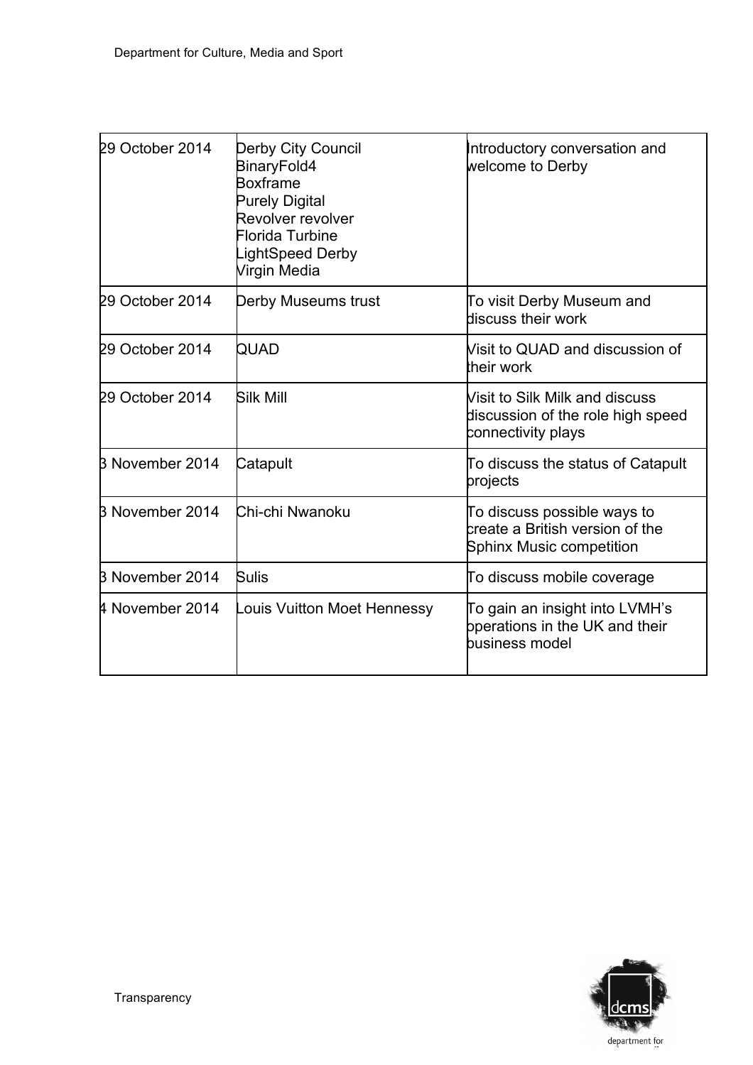| | | |
|---|---|---|
| 29 October 2014 | Derby City Council<br>BinaryFold4<br>Boxframe<br>Purely Digital<br>Revolver revolver<br>Florida Turbine<br>LightSpeed Derby<br>Virgin Media | Introductory conversation and welcome to Derby |
| 29 October 2014 | Derby Museums trust | To visit Derby Museum and discuss their work |
| 29 October 2014 | QUAD | Visit to QUAD and discussion of their work |
| 29 October 2014 | Silk Mill | Visit to Silk Milk and discuss discussion of the role high speed connectivity plays |
| 3 November 2014 | Catapult | To discuss the status of Catapult projects |
| 3 November 2014 | Chi-chi Nwanoku | To discuss possible ways to create a British version of the Sphinx Music competition |
| 3 November 2014 | Sulis | To discuss mobile coverage |
| 4 November 2014 | Louis Vuitton Moet Hennessy | To gain an insight into LVMH's operations in the UK and their business model |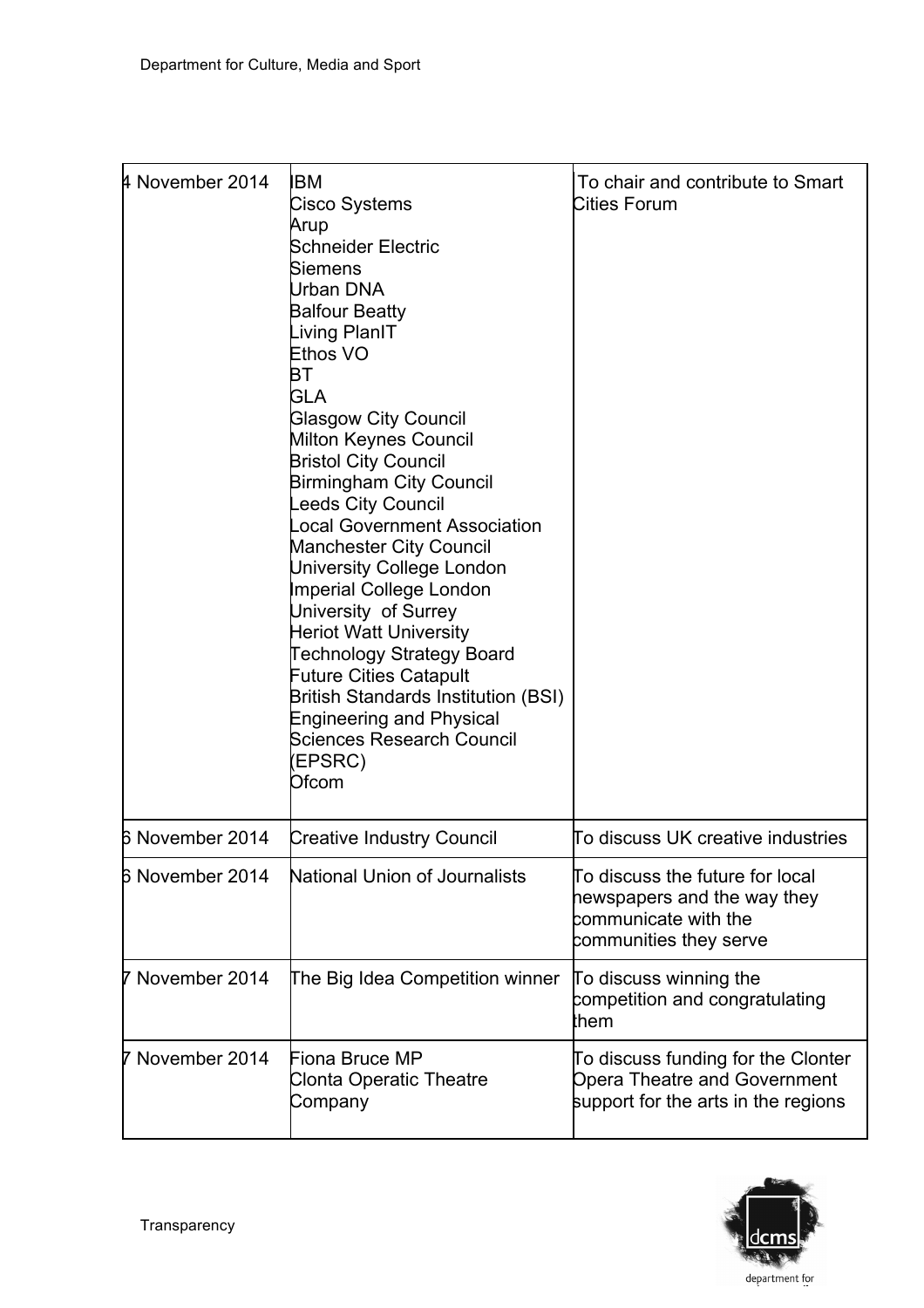| | | |
|---|---|---|
| 4 November 2014 | IBM<br>Cisco Systems<br>Arup<br>Schneider Electric<br>Siemens<br>Urban DNA<br>Balfour Beatty<br>Living PlanIT<br>Ethos VO<br>BT<br>GLA<br>Glasgow City Council<br>Milton Keynes Council<br>Bristol City Council<br>Birmingham City Council<br>Leeds City Council<br>Local Government Association<br>Manchester City Council<br>University College London<br>Imperial College London<br>University of Surrey<br>Heriot Watt University<br>Technology Strategy Board<br>Future Cities Catapult<br>British Standards Institution (BSI)<br>Engineering and Physical Sciences Research Council (EPSRC)<br>Ofcom | To chair and contribute to Smart Cities Forum |
| 6 November 2014 | Creative Industry Council | To discuss UK creative industries |
| 6 November 2014 | National Union of Journalists | To discuss the future for local newspapers and the way they communicate with the communities they serve |
| 7 November 2014 | The Big Idea Competition winner | To discuss winning the competition and congratulating them |
| 7 November 2014 | Fiona Bruce MP<br>Clonta Operatic Theatre Company | To discuss funding for the Clonter Opera Theatre and Government support for the arts in the regions |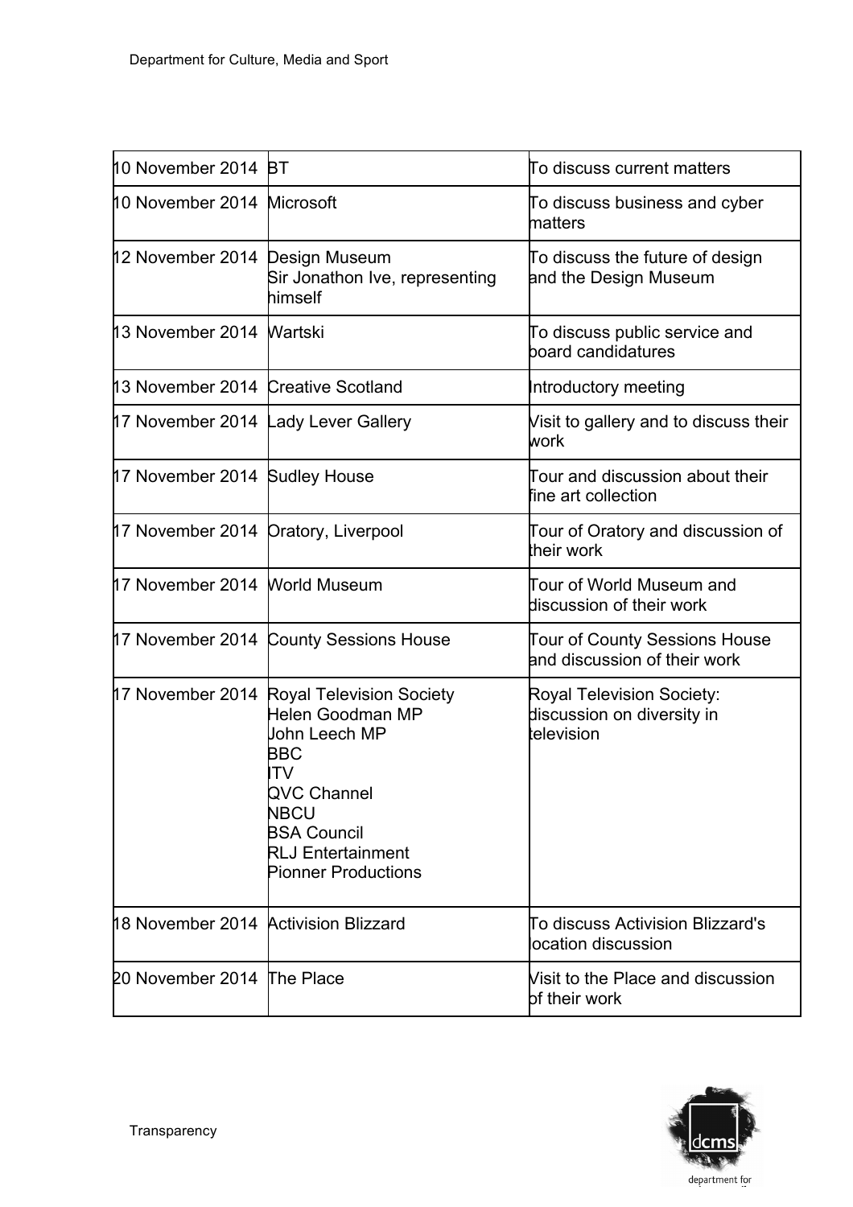| | | |
|---|---|---|
| 10 November 2014 | BT | To discuss current matters |
| 10 November 2014 | Microsoft | To discuss business and cyber matters |
| 12 November 2014 | Design Museum<br>Sir Jonathon Ive, representing himself | To discuss the future of design and the Design Museum |
| 13 November 2014 | Wartski | To discuss public service and board candidatures |
| 13 November 2014 | Creative Scotland | Introductory meeting |
| 17 November 2014 | Lady Lever Gallery | Visit to gallery and to discuss their work |
| 17 November 2014 | Sudley House | Tour and discussion about their fine art collection |
| 17 November 2014 | Oratory, Liverpool | Tour of Oratory and discussion of their work |
| 17 November 2014 | World Museum | Tour of World Museum and discussion of their work |
| 17 November 2014 | County Sessions House | Tour of County Sessions House and discussion of their work |
| 17 November 2014 | Royal Television Society<br>Helen Goodman MP<br>John Leech MP<br>BBC<br>ITV<br>QVC Channel<br>NBCU<br>BSA Council<br>RLJ Entertainment<br>Pionner Productions | Royal Television Society: discussion on diversity in television |
| 18 November 2014 | Activision Blizzard | To discuss Activision Blizzard's location discussion |
| 20 November 2014 | The Place | Visit to the Place and discussion of their work |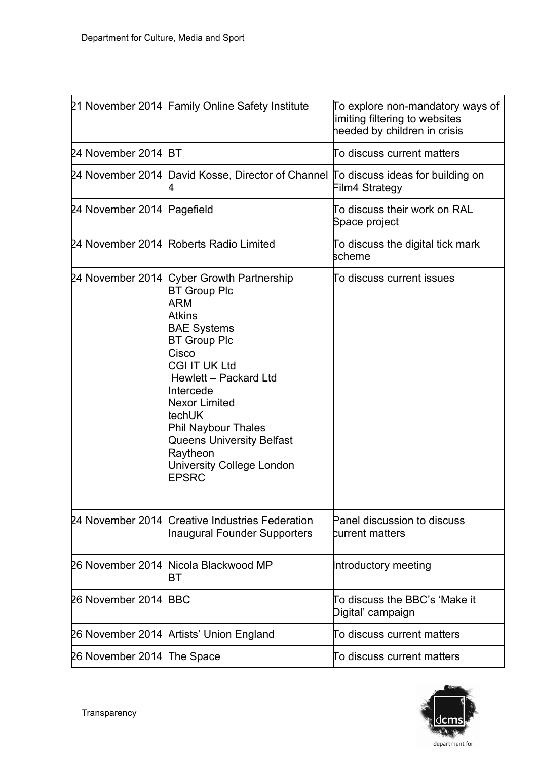| | | |
|---|---|---|
| 21 November 2014 | Family Online Safety Institute | To explore non-mandatory ways of limiting filtering to websites needed by children in crisis |
| 24 November 2014 | BT | To discuss current matters |
| 24 November 2014 | David Kosse, Director of Channel 4 | To discuss ideas for building on Film4 Strategy |
| 24 November 2014 | Pagefield | To discuss their work on RAL Space project |
| 24 November 2014 | Roberts Radio Limited | To discuss the digital tick mark scheme |
| 24 November 2014 | Cyber Growth Partnership<br>BT Group Plc<br>ARM<br>Atkins<br>BAE Systems<br>BT Group Plc<br>Cisco<br>CGI IT UK Ltd<br>Hewlett – Packard Ltd<br>Intercede<br>Nexor Limited<br>techUK<br>Phil Naybour Thales<br>Queens University Belfast<br>Raytheon<br>University College London<br>EPSRC | To discuss current issues |
| 24 November 2014 | Creative Industries Federation Inaugural Founder Supporters | Panel discussion to discuss current matters |
| 26 November 2014 | Nicola Blackwood MP<br>BT | Introductory meeting |
| 26 November 2014 | BBC | To discuss the BBC's 'Make it Digital' campaign |
| 26 November 2014 | Artists' Union England | To discuss current matters |
| 26 November 2014 | The Space | To discuss current matters |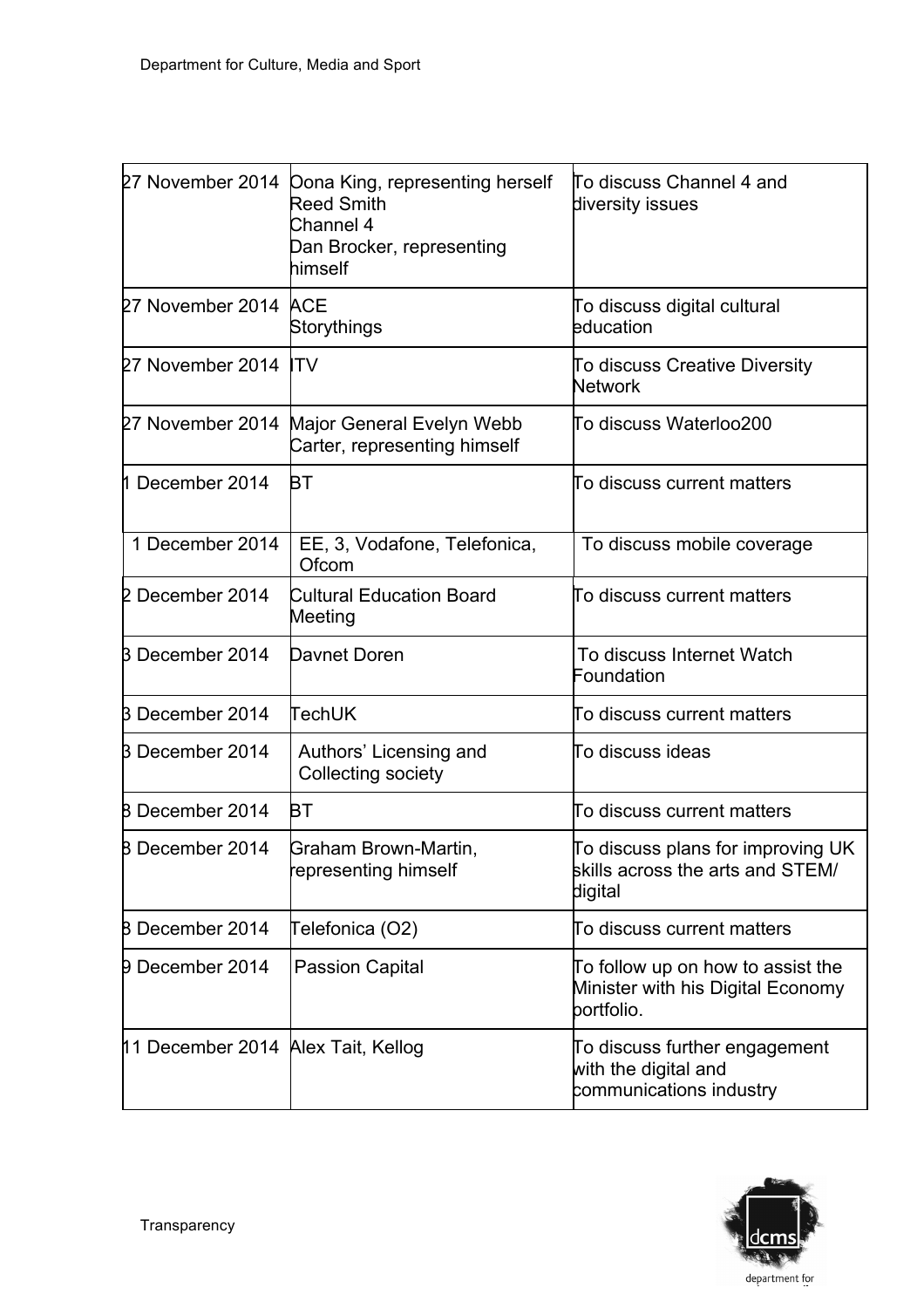| | | |
|---|---|---|
| 27 November 2014 | Oona King, representing herself<br>Reed Smith<br>Channel 4<br>Dan Brocker, representing himself | To discuss Channel 4 and diversity issues |
| 27 November 2014 | ACE<br>Storythings | To discuss digital cultural education |
| 27 November 2014 | ITV | To discuss Creative Diversity Network |
| 27 November 2014 | Major General Evelyn Webb Carter, representing himself | To discuss Waterloo200 |
| 1 December 2014 | BT | To discuss current matters |
| 1 December 2014 | EE, 3, Vodafone, Telefonica, Ofcom | To discuss mobile coverage |
| 2 December 2014 | Cultural Education Board Meeting | To discuss current matters |
| 3 December 2014 | Davnet Doren | To discuss Internet Watch Foundation |
| 3 December 2014 | TechUK | To discuss current matters |
| 3 December 2014 | Authors' Licensing and Collecting society | To discuss ideas |
| 8 December 2014 | BT | To discuss current matters |
| 8 December 2014 | Graham Brown-Martin, representing himself | To discuss plans for improving UK skills across the arts and STEM/ digital |
| 8 December 2014 | Telefonica (O2) | To discuss current matters |
| 9 December 2014 | Passion Capital | To follow up on how to assist the Minister with his Digital Economy portfolio. |
| 11 December 2014 | Alex Tait, Kellog | To discuss further engagement with the digital and communications industry |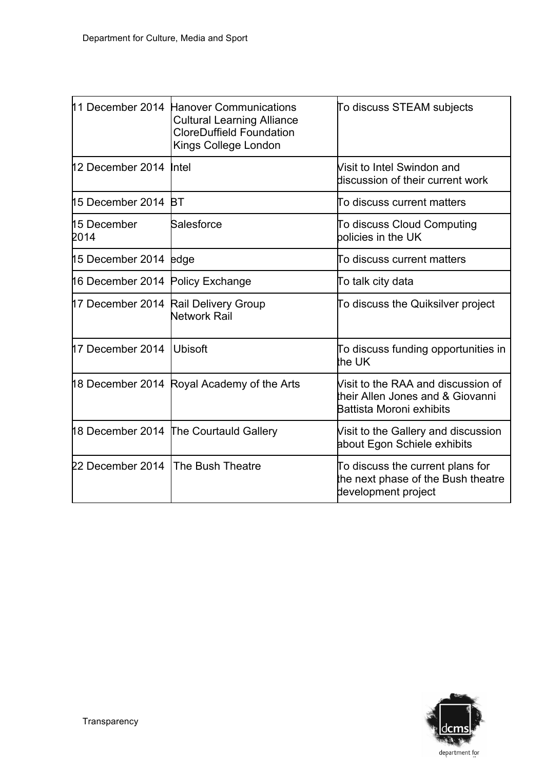| | | |
|---|---|---|
| 11 December 2014 | Hanover Communications<br>Cultural Learning Alliance<br>CloreDuffield Foundation<br>Kings College London | To discuss STEAM subjects |
| 12 December 2014 | Intel | Visit to Intel Swindon and discussion of their current work |
| 15 December 2014 | BT | To discuss current matters |
| 15 December 2014 | Salesforce | To discuss Cloud Computing policies in the UK |
| 15 December 2014 | edge | To discuss current matters |
| 16 December 2014 | Policy Exchange | To talk city data |
| 17 December 2014 | Rail Delivery Group<br>Network Rail | To discuss the Quiksilver project |
| 17 December 2014 | Ubisoft | To discuss funding opportunities in the UK |
| 18 December 2014 | Royal Academy of the Arts | Visit to the RAA and discussion of their Allen Jones and & Giovanni Battista Moroni exhibits |
| 18 December 2014 | The Courtauld Gallery | Visit to the Gallery and discussion about Egon Schiele exhibits |
| 22 December 2014 | The Bush Theatre | To discuss the current plans for the next phase of the Bush theatre development project |